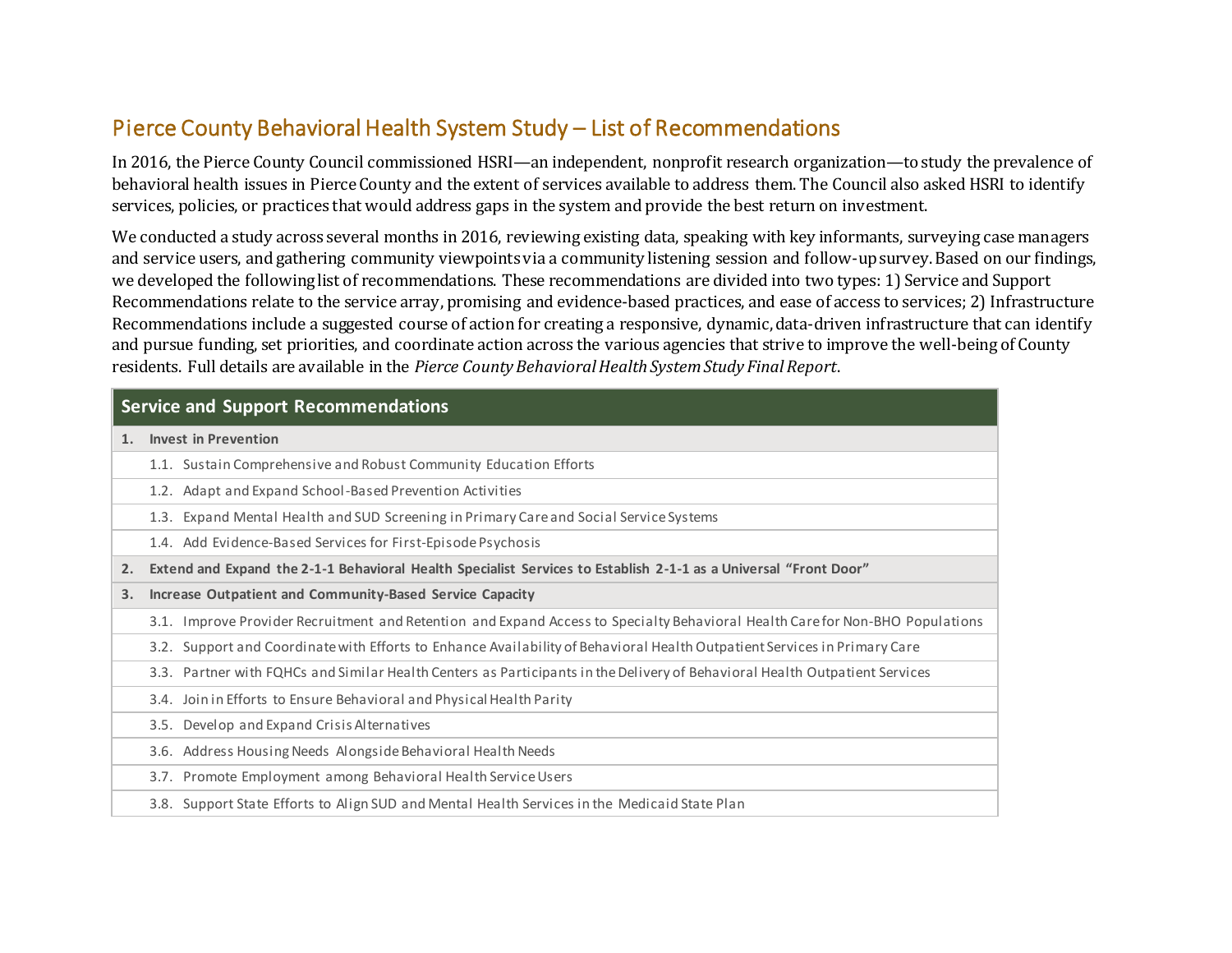# Pierce County Behavioral Health System Study – List of Recommendations

In 2016, the Pierce County Council commissioned HSRI—an independent, nonprofit research organization—to study the prevalence of behavioral health issues in Pierce County and the extent of services available to address them. The Council also asked HSRI to identify services, policies, or practices that would address gaps in the system and provide the best return on investment.

We conducted a study across several months in 2016, reviewing existing data, speaking with key informants, surveying case managers and service users, and gathering community viewpoints via a community listening session and follow-up survey. Based on our findings, we developed the following list of recommendations. These recommendations are divided into two types: 1) Service and Support Recommendations relate to the service array, promising and evidence-based practices, and ease of access to services; 2) Infrastructure Recommendations include a suggested course of action for creating a responsive, dynamic, data-driven infrastructure that can identify and pursue funding, set priorities, and coordinate action across the various agencies that strive to improve the well-being of County residents. Full details are available in the *Pierce County Behavioral Health System Study Final Report*.

| Service and Support Recommendations |
|---|
| **1. Invest in Prevention** |
| 1.1. Sustain Comprehensive and Robust Community Education Efforts |
| 1.2. Adapt and Expand School-Based Prevention Activities |
| 1.3. Expand Mental Health and SUD Screening in Primary Care and Social Service Systems |
| 1.4. Add Evidence-Based Services for First-Episode Psychosis |
| **2. Extend and Expand the 2-1-1 Behavioral Health Specialist Services to Establish 2-1-1 as a Universal "Front Door"** |
| **3. Increase Outpatient and Community-Based Service Capacity** |
| 3.1. Improve Provider Recruitment and Retention and Expand Access to Specialty Behavioral Health Care for Non-BHO Populations |
| 3.2. Support and Coordinate with Efforts to Enhance Availability of Behavioral Health Outpatient Services in Primary Care |
| 3.3. Partner with FQHCs and Similar Health Centers as Participants in the Delivery of Behavioral Health Outpatient Services |
| 3.4. Join in Efforts to Ensure Behavioral and Physical Health Parity |
| 3.5. Develop and Expand Crisis Alternatives |
| 3.6. Address Housing Needs Alongside Behavioral Health Needs |
| 3.7. Promote Employment among Behavioral Health Service Users |
| 3.8. Support State Efforts to Align SUD and Mental Health Services in the Medicaid State Plan |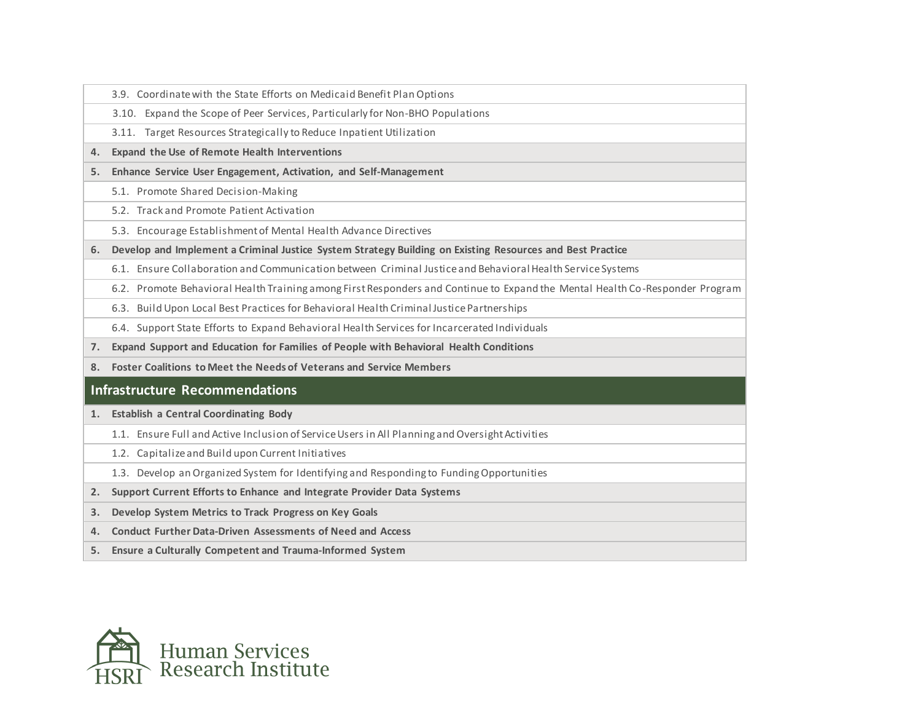| |
|---|
| 3.9. Coordinate with the State Efforts on Medicaid Benefit Plan Options |
| 3.10. Expand the Scope of Peer Services, Particularly for Non-BHO Populations |
| 3.11. Target Resources Strategically to Reduce Inpatient Utilization |
| **4. Expand the Use of Remote Health Interventions** |
| **5. Enhance Service User Engagement, Activation, and Self-Management** |
| 5.1. Promote Shared Decision-Making |
| 5.2. Track and Promote Patient Activation |
| 5.3. Encourage Establishment of Mental Health Advance Directives |
| **6. Develop and Implement a Criminal Justice System Strategy Building on Existing Resources and Best Practice** |
| 6.1. Ensure Collaboration and Communication between Criminal Justice and Behavioral Health Service Systems |
| 6.2. Promote Behavioral Health Training among First Responders and Continue to Expand the Mental Health Co-Responder Program |
| 6.3. Build Upon Local Best Practices for Behavioral Health Criminal Justice Partnerships |
| 6.4. Support State Efforts to Expand Behavioral Health Services for Incarcerated Individuals |
| **7. Expand Support and Education for Families of People with Behavioral Health Conditions** |
| **8. Foster Coalitions to Meet the Needs of Veterans and Service Members** |
| **Infrastructure Recommendations** |
| **1. Establish a Central Coordinating Body** |
| 1.1. Ensure Full and Active Inclusion of Service Users in All Planning and Oversight Activities |
| 1.2. Capitalize and Build upon Current Initiatives |
| 1.3. Develop an Organized System for Identifying and Responding to Funding Opportunities |
| **2. Support Current Efforts to Enhance and Integrate Provider Data Systems** |
| **3. Develop System Metrics to Track Progress on Key Goals** |
| **4. Conduct Further Data-Driven Assessments of Need and Access** |
| **5. Ensure a Culturally Competent and Trauma-Informed System** |

HSRI Human Services Research Institute